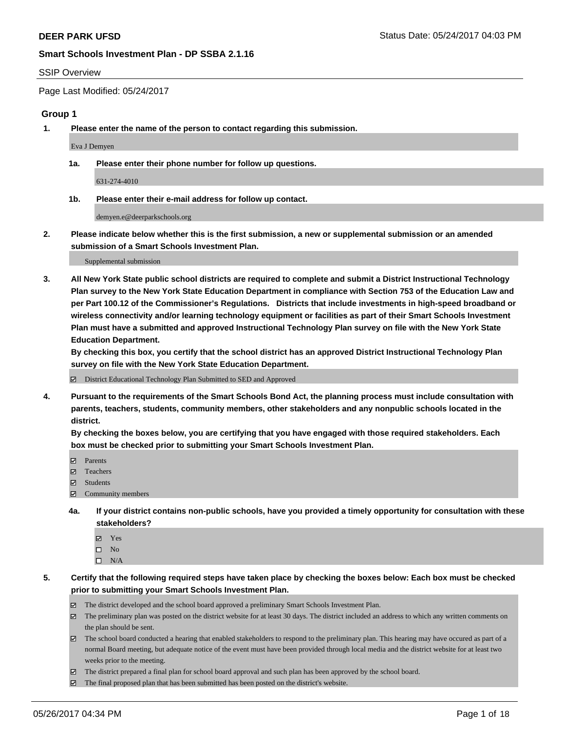**DEER PARK UFSD**

**Smart Schools Investment Plan - DP SSBA 2.1.16**

SSIP Overview

Page Last Modified: 05/24/2017

### Group 1

**1. Please enter the name of the person to contact regarding this submission.**

Eva J Demyen

**1a. Please enter their phone number for follow up questions.**

631-274-4010

**1b. Please enter their e-mail address for follow up contact.**

demyen.e@deerparkschools.org

**2. Please indicate below whether this is the first submission, a new or supplemental submission or an amended submission of a Smart Schools Investment Plan.**

Supplemental submission

**3. All New York State public school districts are required to complete and submit a District Instructional Technology Plan survey to the New York State Education Department in compliance with Section 753 of the Education Law and per Part 100.12 of the Commissioner's Regulations. Districts that include investments in high-speed broadband or wireless connectivity and/or learning technology equipment or facilities as part of their Smart Schools Investment Plan must have a submitted and approved Instructional Technology Plan survey on file with the New York State Education Department.**
**By checking this box, you certify that the school district has an approved District Instructional Technology Plan survey on file with the New York State Education Department.**

- ☑ District Educational Technology Plan Submitted to SED and Approved

**4. Pursuant to the requirements of the Smart Schools Bond Act, the planning process must include consultation with parents, teachers, students, community members, other stakeholders and any nonpublic schools located in the district.**
**By checking the boxes below, you are certifying that you have engaged with those required stakeholders. Each box must be checked prior to submitting your Smart Schools Investment Plan.**

- ☑ Parents
- ☑ Teachers
- ☑ Students
- ☑ Community members

**4a. If your district contains non-public schools, have you provided a timely opportunity for consultation with these stakeholders?**

- ☑ Yes
- ☐ No
- ☐ N/A

**5. Certify that the following required steps have taken place by checking the boxes below: Each box must be checked prior to submitting your Smart Schools Investment Plan.**

- ☑ The district developed and the school board approved a preliminary Smart Schools Investment Plan.
- ☑ The preliminary plan was posted on the district website for at least 30 days. The district included an address to which any written comments on the plan should be sent.
- ☑ The school board conducted a hearing that enabled stakeholders to respond to the preliminary plan. This hearing may have occured as part of a normal Board meeting, but adequate notice of the event must have been provided through local media and the district website for at least two weeks prior to the meeting.
- ☑ The district prepared a final plan for school board approval and such plan has been approved by the school board.
- ☑ The final proposed plan that has been submitted has been posted on the district's website.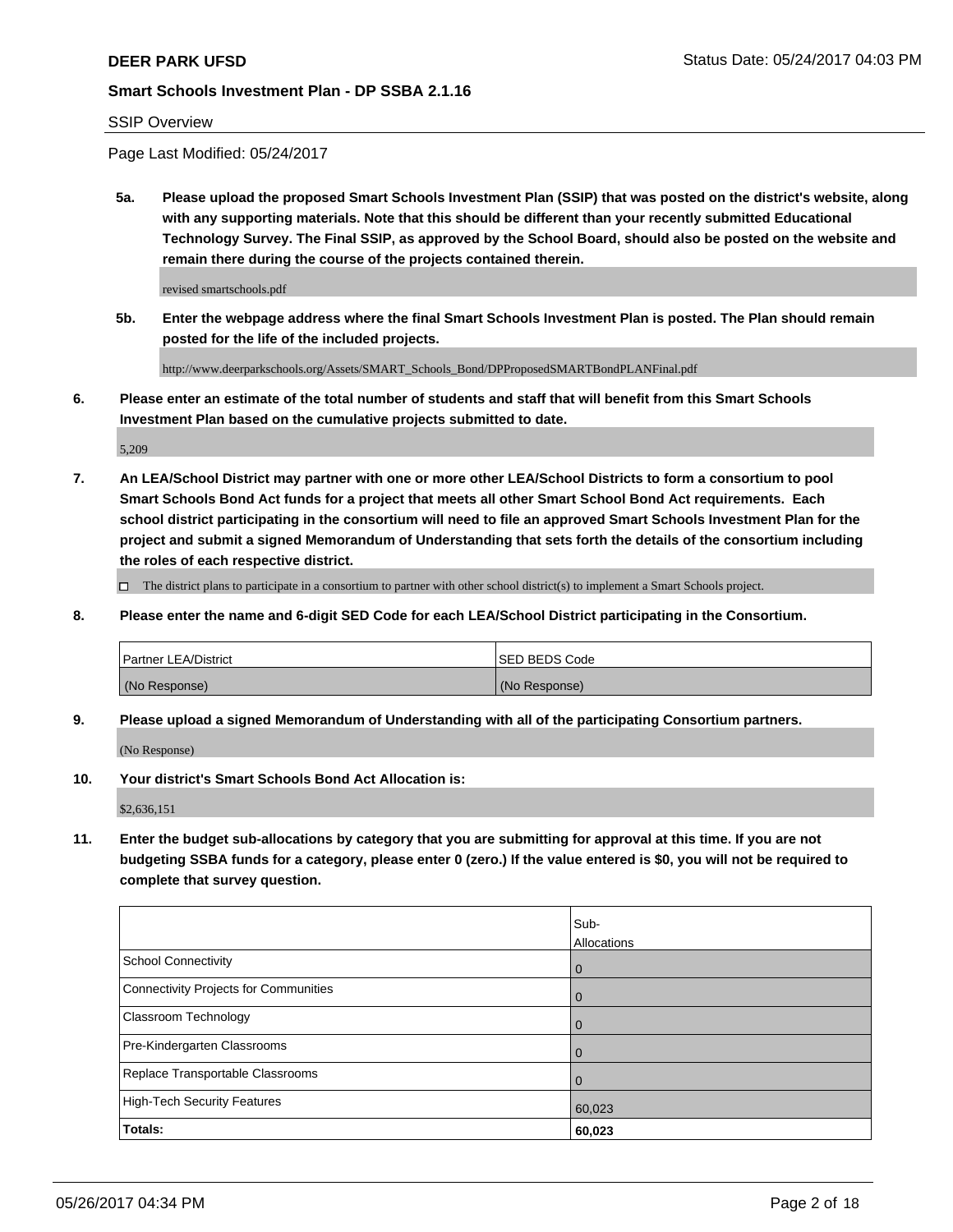**DEER PARK UFSD**

**Smart Schools Investment Plan - DP SSBA 2.1.16**

SSIP Overview

Page Last Modified: 05/24/2017

**5a. Please upload the proposed Smart Schools Investment Plan (SSIP) that was posted on the district's website, along with any supporting materials. Note that this should be different than your recently submitted Educational Technology Survey. The Final SSIP, as approved by the School Board, should also be posted on the website and remain there during the course of the projects contained therein.**

revised smartschools.pdf

**5b. Enter the webpage address where the final Smart Schools Investment Plan is posted. The Plan should remain posted for the life of the included projects.**

http://www.deerparkschools.org/Assets/SMART_Schools_Bond/DPProposedSMARTBondPLANFinal.pdf

**6. Please enter an estimate of the total number of students and staff that will benefit from this Smart Schools Investment Plan based on the cumulative projects submitted to date.**

5,209

**7. An LEA/School District may partner with one or more other LEA/School Districts to form a consortium to pool Smart Schools Bond Act funds for a project that meets all other Smart School Bond Act requirements. Each school district participating in the consortium will need to file an approved Smart Schools Investment Plan for the project and submit a signed Memorandum of Understanding that sets forth the details of the consortium including the roles of each respective district.**

☐ The district plans to participate in a consortium to partner with other school district(s) to implement a Smart Schools project.

**8. Please enter the name and 6-digit SED Code for each LEA/School District participating in the Consortium.**

| Partner LEA/District | SED BEDS Code |
| --- | --- |
| (No Response) | (No Response) |

**9. Please upload a signed Memorandum of Understanding with all of the participating Consortium partners.**

(No Response)

**10. Your district's Smart Schools Bond Act Allocation is:**

$2,636,151

**11. Enter the budget sub-allocations by category that you are submitting for approval at this time. If you are not budgeting SSBA funds for a category, please enter 0 (zero.) If the value entered is $0, you will not be required to complete that survey question.**

| | Sub-Allocations |
| --- | --- |
| School Connectivity | 0 |
| Connectivity Projects for Communities | 0 |
| Classroom Technology | 0 |
| Pre-Kindergarten Classrooms | 0 |
| Replace Transportable Classrooms | 0 |
| High-Tech Security Features | 60,023 |
| **Totals:** | **60,023** |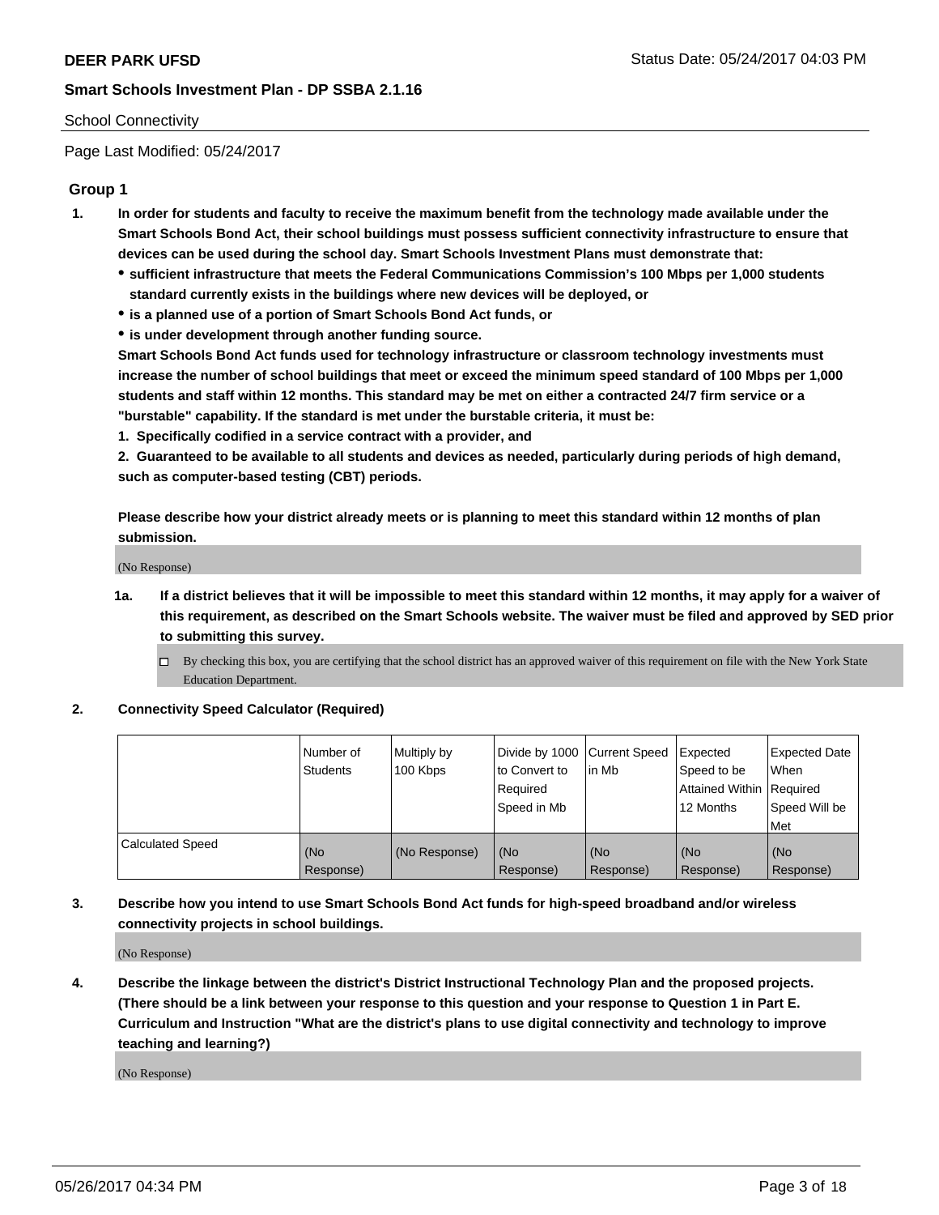School Connectivity

Page Last Modified: 05/24/2017

## Group 1

1. **In order for students and faculty to receive the maximum benefit from the technology made available under the Smart Schools Bond Act, their school buildings must possess sufficient connectivity infrastructure to ensure that devices can be used during the school day. Smart Schools Investment Plans must demonstrate that:**
   - **sufficient infrastructure that meets the Federal Communications Commission's 100 Mbps per 1,000 students standard currently exists in the buildings where new devices will be deployed, or**
   - **is a planned use of a portion of Smart Schools Bond Act funds, or**
   - **is under development through another funding source.**

   **Smart Schools Bond Act funds used for technology infrastructure or classroom technology investments must increase the number of school buildings that meet or exceed the minimum speed standard of 100 Mbps per 1,000 students and staff within 12 months. This standard may be met on either a contracted 24/7 firm service or a "burstable" capability. If the standard is met under the burstable criteria, it must be:**

   **1. Specifically codified in a service contract with a provider, and**

   **2. Guaranteed to be available to all students and devices as needed, particularly during periods of high demand, such as computer-based testing (CBT) periods.**

   **Please describe how your district already meets or is planning to meet this standard within 12 months of plan submission.**

   (No Response)

   1a. **If a district believes that it will be impossible to meet this standard within 12 months, it may apply for a waiver of this requirement, as described on the Smart Schools website. The waiver must be filed and approved by SED prior to submitting this survey.**

   ☐ By checking this box, you are certifying that the school district has an approved waiver of this requirement on file with the New York State Education Department.

2. **Connectivity Speed Calculator (Required)**

| | Number of Students | Multiply by 100 Kbps | Divide by 1000 to Convert to Required Speed in Mb | Current Speed in Mb | Expected Speed to be Attained Within 12 Months | Expected Date When Required Speed Will be Met |
|---|---|---|---|---|---|---|
| Calculated Speed | (No Response) | (No Response) | (No Response) | (No Response) | (No Response) | (No Response) |

3. **Describe how you intend to use Smart Schools Bond Act funds for high-speed broadband and/or wireless connectivity projects in school buildings.**

   (No Response)

4. **Describe the linkage between the district's District Instructional Technology Plan and the proposed projects. (There should be a link between your response to this question and your response to Question 1 in Part E. Curriculum and Instruction "What are the district's plans to use digital connectivity and technology to improve teaching and learning?)**

   (No Response)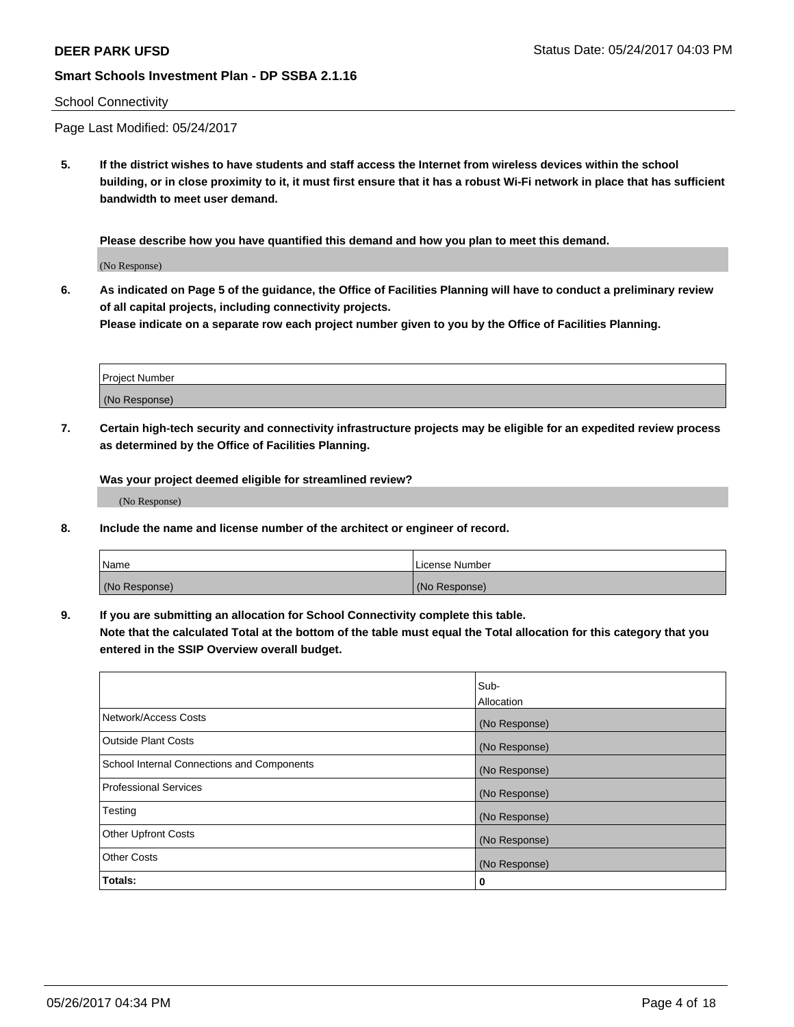School Connectivity

Page Last Modified: 05/24/2017

**5. If the district wishes to have students and staff access the Internet from wireless devices within the school building, or in close proximity to it, it must first ensure that it has a robust Wi-Fi network in place that has sufficient bandwidth to meet user demand.**

**Please describe how you have quantified this demand and how you plan to meet this demand.**

(No Response)

**6. As indicated on Page 5 of the guidance, the Office of Facilities Planning will have to conduct a preliminary review of all capital projects, including connectivity projects.**
**Please indicate on a separate row each project number given to you by the Office of Facilities Planning.**

| Project Number |
| --- |
| (No Response) |

**7. Certain high-tech security and connectivity infrastructure projects may be eligible for an expedited review process as determined by the Office of Facilities Planning.**

**Was your project deemed eligible for streamlined review?**

(No Response)

**8. Include the name and license number of the architect or engineer of record.**

| Name | License Number |
| --- | --- |
| (No Response) | (No Response) |

**9. If you are submitting an allocation for School Connectivity complete this table.**
**Note that the calculated Total at the bottom of the table must equal the Total allocation for this category that you entered in the SSIP Overview overall budget.**

| | Sub-Allocation |
| --- | --- |
| Network/Access Costs | (No Response) |
| Outside Plant Costs | (No Response) |
| School Internal Connections and Components | (No Response) |
| Professional Services | (No Response) |
| Testing | (No Response) |
| Other Upfront Costs | (No Response) |
| Other Costs | (No Response) |
| **Totals:** | **0** |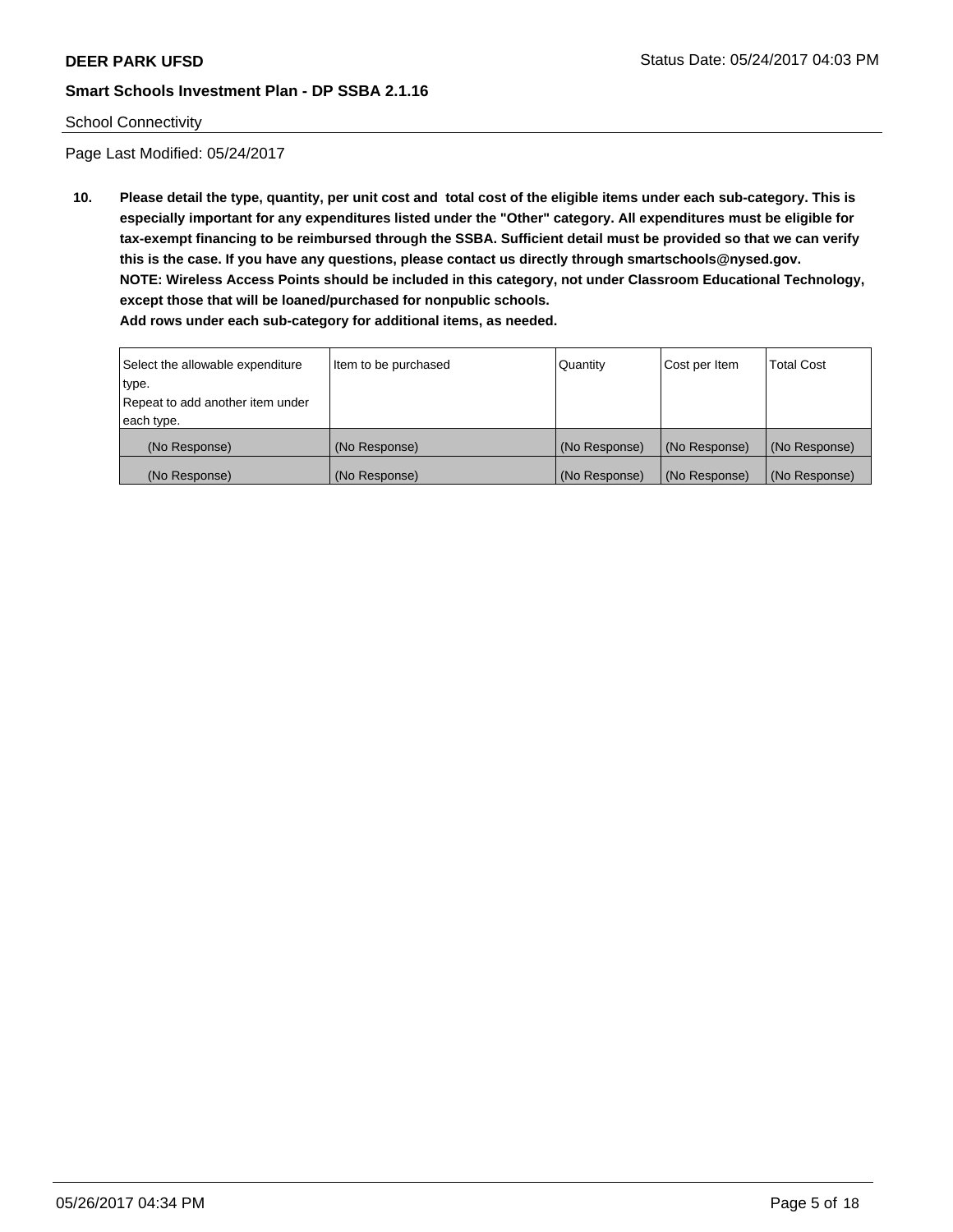School Connectivity

Page Last Modified: 05/24/2017

**10. Please detail the type, quantity, per unit cost and total cost of the eligible items under each sub-category. This is especially important for any expenditures listed under the "Other" category. All expenditures must be eligible for tax-exempt financing to be reimbursed through the SSBA. Sufficient detail must be provided so that we can verify this is the case. If you have any questions, please contact us directly through smartschools@nysed.gov.**
**NOTE: Wireless Access Points should be included in this category, not under Classroom Educational Technology, except those that will be loaned/purchased for nonpublic schools.**
**Add rows under each sub-category for additional items, as needed.**

| Select the allowable expenditure type. Repeat to add another item under each type. | Item to be purchased | Quantity | Cost per Item | Total Cost |
|---|---|---|---|---|
| (No Response) | (No Response) | (No Response) | (No Response) | (No Response) |
| (No Response) | (No Response) | (No Response) | (No Response) | (No Response) |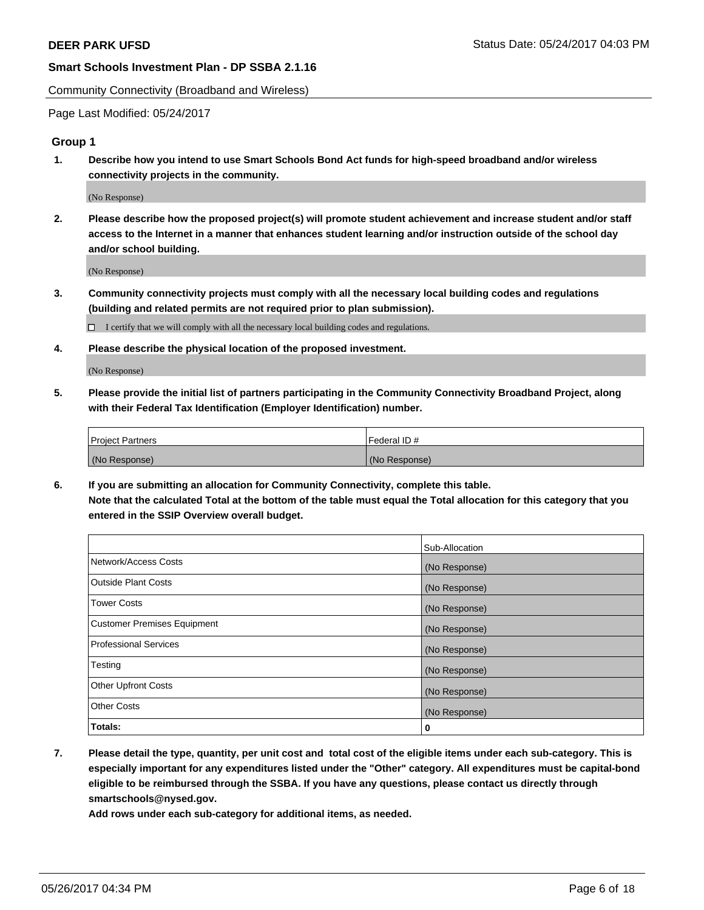**DEER PARK UFSD**

**Smart Schools Investment Plan - DP SSBA 2.1.16**

Community Connectivity (Broadband and Wireless)

Page Last Modified: 05/24/2017

### Group 1

**1. Describe how you intend to use Smart Schools Bond Act funds for high-speed broadband and/or wireless connectivity projects in the community.**

(No Response)

**2. Please describe how the proposed project(s) will promote student achievement and increase student and/or staff access to the Internet in a manner that enhances student learning and/or instruction outside of the school day and/or school building.**

(No Response)

**3. Community connectivity projects must comply with all the necessary local building codes and regulations (building and related permits are not required prior to plan submission).**

☐ I certify that we will comply with all the necessary local building codes and regulations.

**4. Please describe the physical location of the proposed investment.**

(No Response)

**5. Please provide the initial list of partners participating in the Community Connectivity Broadband Project, along with their Federal Tax Identification (Employer Identification) number.**

| Project Partners | Federal ID # |
| --- | --- |
| (No Response) | (No Response) |

**6. If you are submitting an allocation for Community Connectivity, complete this table. Note that the calculated Total at the bottom of the table must equal the Total allocation for this category that you entered in the SSIP Overview overall budget.**

| | Sub-Allocation |
| --- | --- |
| Network/Access Costs | (No Response) |
| Outside Plant Costs | (No Response) |
| Tower Costs | (No Response) |
| Customer Premises Equipment | (No Response) |
| Professional Services | (No Response) |
| Testing | (No Response) |
| Other Upfront Costs | (No Response) |
| Other Costs | (No Response) |
| **Totals:** | **0** |

**7. Please detail the type, quantity, per unit cost and total cost of the eligible items under each sub-category. This is especially important for any expenditures listed under the "Other" category. All expenditures must be capital-bond eligible to be reimbursed through the SSBA. If you have any questions, please contact us directly through smartschools@nysed.gov.**
**Add rows under each sub-category for additional items, as needed.**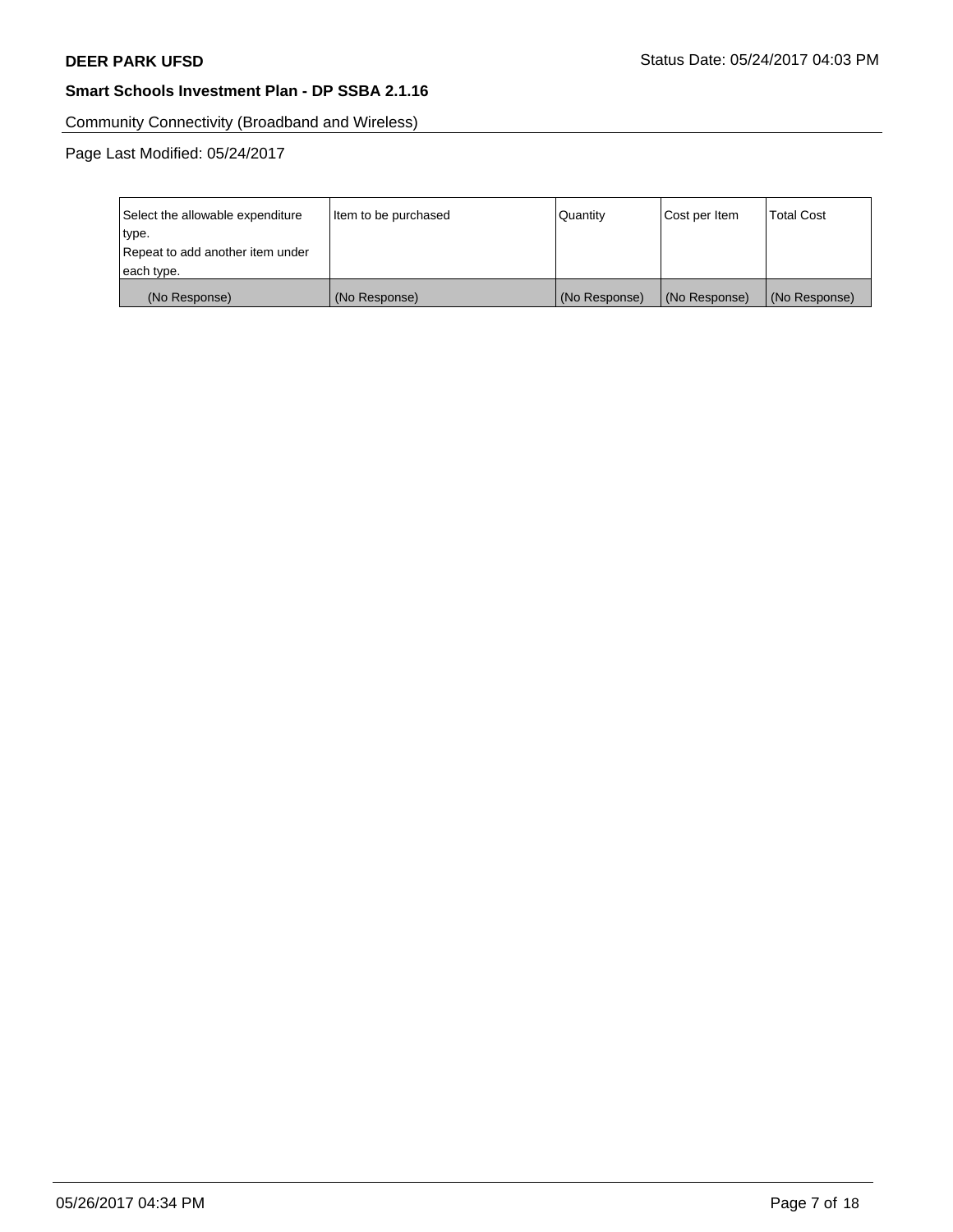Community Connectivity (Broadband and Wireless)

Page Last Modified: 05/24/2017

| Select the allowable expenditure type. Repeat to add another item under each type. | Item to be purchased | Quantity | Cost per Item | Total Cost |
| --- | --- | --- | --- | --- |
| (No Response) | (No Response) | (No Response) | (No Response) | (No Response) |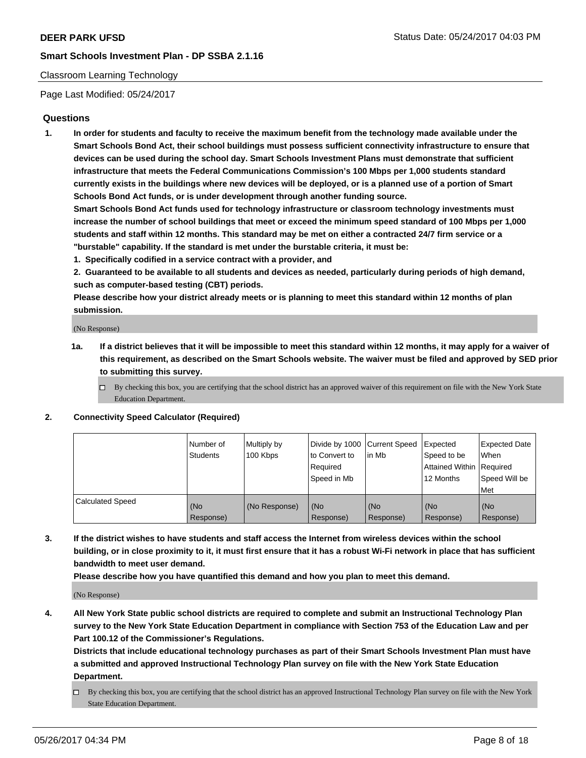Classroom Learning Technology

Page Last Modified: 05/24/2017

## Questions

**1. In order for students and faculty to receive the maximum benefit from the technology made available under the Smart Schools Bond Act, their school buildings must possess sufficient connectivity infrastructure to ensure that devices can be used during the school day. Smart Schools Investment Plans must demonstrate that sufficient infrastructure that meets the Federal Communications Commission's 100 Mbps per 1,000 students standard currently exists in the buildings where new devices will be deployed, or is a planned use of a portion of Smart Schools Bond Act funds, or is under development through another funding source.**

**Smart Schools Bond Act funds used for technology infrastructure or classroom technology investments must increase the number of school buildings that meet or exceed the minimum speed standard of 100 Mbps per 1,000 students and staff within 12 months. This standard may be met on either a contracted 24/7 firm service or a "burstable" capability. If the standard is met under the burstable criteria, it must be:**

**1. Specifically codified in a service contract with a provider, and**

**2. Guaranteed to be available to all students and devices as needed, particularly during periods of high demand, such as computer-based testing (CBT) periods.**

**Please describe how your district already meets or is planning to meet this standard within 12 months of plan submission.**

(No Response)

**1a. If a district believes that it will be impossible to meet this standard within 12 months, it may apply for a waiver of this requirement, as described on the Smart Schools website. The waiver must be filed and approved by SED prior to submitting this survey.**

☐ By checking this box, you are certifying that the school district has an approved waiver of this requirement on file with the New York State Education Department.

**2. Connectivity Speed Calculator (Required)**

| | Number of Students | Multiply by 100 Kbps | Divide by 1000 to Convert to Required Speed in Mb | Current Speed in Mb | Expected Speed to be Attained Within 12 Months | Expected Date When Required Speed Will be Met |
|---|---|---|---|---|---|---|
| Calculated Speed | (No Response) | (No Response) | (No Response) | (No Response) | (No Response) | (No Response) |

**3. If the district wishes to have students and staff access the Internet from wireless devices within the school building, or in close proximity to it, it must first ensure that it has a robust Wi-Fi network in place that has sufficient bandwidth to meet user demand.**

**Please describe how you have quantified this demand and how you plan to meet this demand.**

(No Response)

**4. All New York State public school districts are required to complete and submit an Instructional Technology Plan survey to the New York State Education Department in compliance with Section 753 of the Education Law and per Part 100.12 of the Commissioner's Regulations.**

**Districts that include educational technology purchases as part of their Smart Schools Investment Plan must have a submitted and approved Instructional Technology Plan survey on file with the New York State Education Department.**

☐ By checking this box, you are certifying that the school district has an approved Instructional Technology Plan survey on file with the New York State Education Department.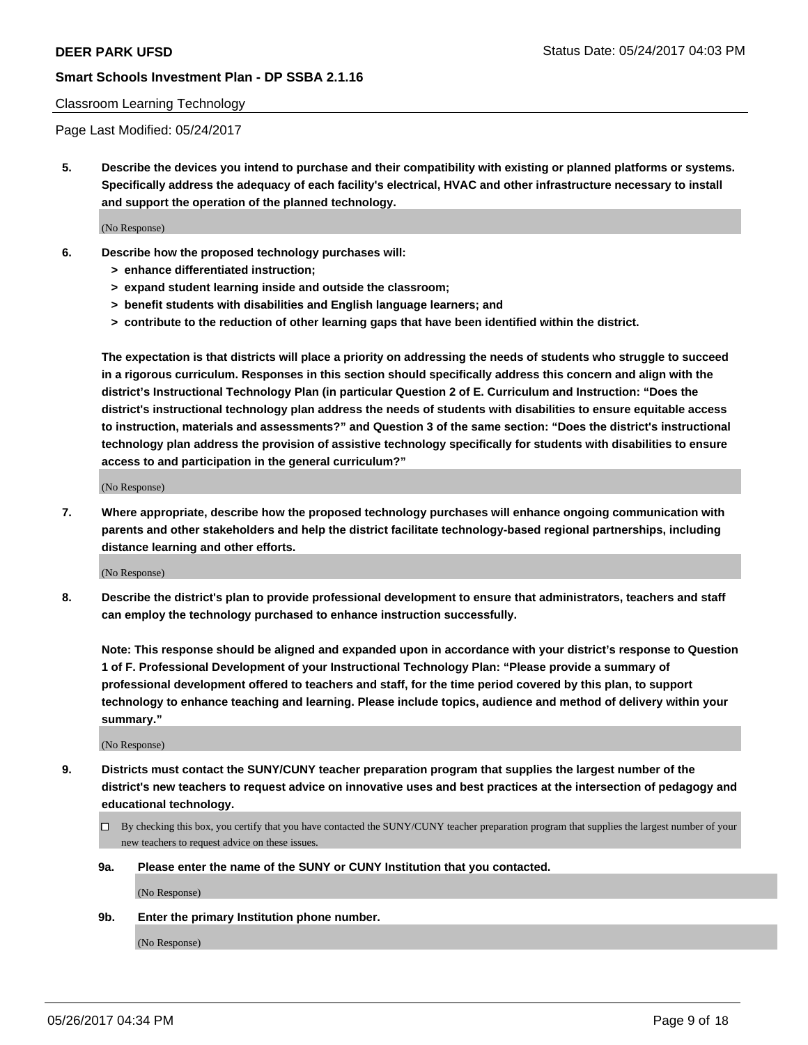Classroom Learning Technology

Page Last Modified: 05/24/2017

**5. Describe the devices you intend to purchase and their compatibility with existing or planned platforms or systems. Specifically address the adequacy of each facility's electrical, HVAC and other infrastructure necessary to install and support the operation of the planned technology.**

(No Response)

**6. Describe how the proposed technology purchases will:**
- **> enhance differentiated instruction;**
- **> expand student learning inside and outside the classroom;**
- **> benefit students with disabilities and English language learners; and**
- **> contribute to the reduction of other learning gaps that have been identified within the district.**

**The expectation is that districts will place a priority on addressing the needs of students who struggle to succeed in a rigorous curriculum. Responses in this section should specifically address this concern and align with the district's Instructional Technology Plan (in particular Question 2 of E. Curriculum and Instruction: "Does the district's instructional technology plan address the needs of students with disabilities to ensure equitable access to instruction, materials and assessments?" and Question 3 of the same section: "Does the district's instructional technology plan address the provision of assistive technology specifically for students with disabilities to ensure access to and participation in the general curriculum?"**

(No Response)

**7. Where appropriate, describe how the proposed technology purchases will enhance ongoing communication with parents and other stakeholders and help the district facilitate technology-based regional partnerships, including distance learning and other efforts.**

(No Response)

**8. Describe the district's plan to provide professional development to ensure that administrators, teachers and staff can employ the technology purchased to enhance instruction successfully.**

**Note: This response should be aligned and expanded upon in accordance with your district's response to Question 1 of F. Professional Development of your Instructional Technology Plan: "Please provide a summary of professional development offered to teachers and staff, for the time period covered by this plan, to support technology to enhance teaching and learning. Please include topics, audience and method of delivery within your summary."**

(No Response)

**9. Districts must contact the SUNY/CUNY teacher preparation program that supplies the largest number of the district's new teachers to request advice on innovative uses and best practices at the intersection of pedagogy and educational technology.**

☐ By checking this box, you certify that you have contacted the SUNY/CUNY teacher preparation program that supplies the largest number of your new teachers to request advice on these issues.

**9a. Please enter the name of the SUNY or CUNY Institution that you contacted.**

(No Response)

**9b. Enter the primary Institution phone number.**

(No Response)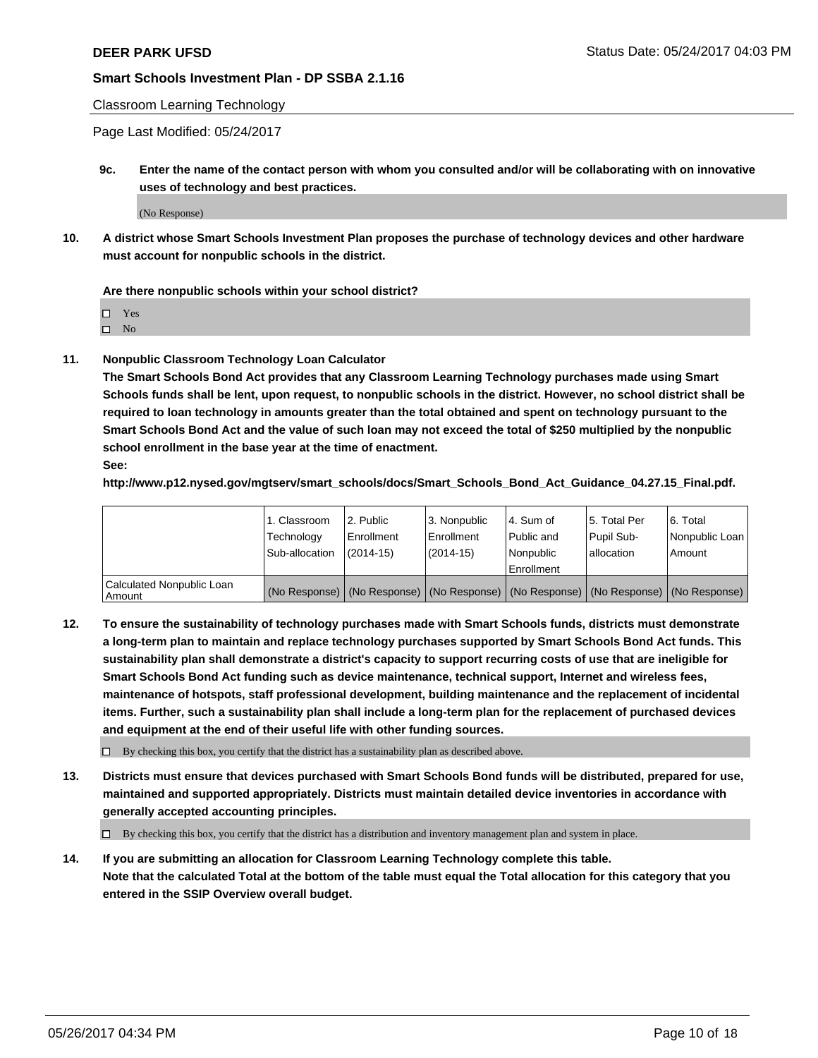Classroom Learning Technology

Page Last Modified: 05/24/2017

**9c. Enter the name of the contact person with whom you consulted and/or will be collaborating with on innovative uses of technology and best practices.**

(No Response)

**10. A district whose Smart Schools Investment Plan proposes the purchase of technology devices and other hardware must account for nonpublic schools in the district.**

**Are there nonpublic schools within your school district?**

- ☐ Yes
- ☐ No

**11. Nonpublic Classroom Technology Loan Calculator**

**The Smart Schools Bond Act provides that any Classroom Learning Technology purchases made using Smart Schools funds shall be lent, upon request, to nonpublic schools in the district. However, no school district shall be required to loan technology in amounts greater than the total obtained and spent on technology pursuant to the Smart Schools Bond Act and the value of such loan may not exceed the total of $250 multiplied by the nonpublic school enrollment in the base year at the time of enactment.**

**See:**

**http://www.p12.nysed.gov/mgtserv/smart_schools/docs/Smart_Schools_Bond_Act_Guidance_04.27.15_Final.pdf.**

| | 1. Classroom Technology Sub-allocation | 2. Public Enrollment (2014-15) | 3. Nonpublic Enrollment (2014-15) | 4. Sum of Public and Nonpublic Enrollment | 5. Total Per Pupil Sub-allocation | 6. Total Nonpublic Loan Amount |
|---|---|---|---|---|---|---|
| Calculated Nonpublic Loan Amount | (No Response) | (No Response) | (No Response) | (No Response) | (No Response) | (No Response) |

**12. To ensure the sustainability of technology purchases made with Smart Schools funds, districts must demonstrate a long-term plan to maintain and replace technology purchases supported by Smart Schools Bond Act funds. This sustainability plan shall demonstrate a district's capacity to support recurring costs of use that are ineligible for Smart Schools Bond Act funding such as device maintenance, technical support, Internet and wireless fees, maintenance of hotspots, staff professional development, building maintenance and the replacement of incidental items. Further, such a sustainability plan shall include a long-term plan for the replacement of purchased devices and equipment at the end of their useful life with other funding sources.**

☐ By checking this box, you certify that the district has a sustainability plan as described above.

**13. Districts must ensure that devices purchased with Smart Schools Bond funds will be distributed, prepared for use, maintained and supported appropriately. Districts must maintain detailed device inventories in accordance with generally accepted accounting principles.**

☐ By checking this box, you certify that the district has a distribution and inventory management plan and system in place.

**14. If you are submitting an allocation for Classroom Learning Technology complete this table. Note that the calculated Total at the bottom of the table must equal the Total allocation for this category that you entered in the SSIP Overview overall budget.**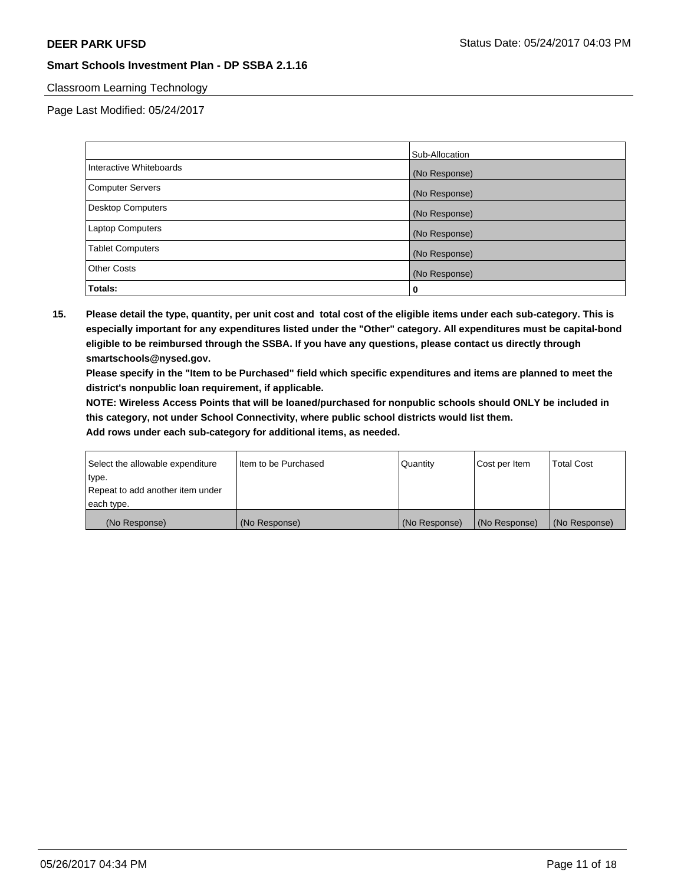**DEER PARK UFSD** Status Date: 05/24/2017 04:03 PM

**Smart Schools Investment Plan - DP SSBA 2.1.16**

Classroom Learning Technology

Page Last Modified: 05/24/2017

| | Sub-Allocation |
|---|---|
| Interactive Whiteboards | (No Response) |
| Computer Servers | (No Response) |
| Desktop Computers | (No Response) |
| Laptop Computers | (No Response) |
| Tablet Computers | (No Response) |
| Other Costs | (No Response) |
| **Totals:** | **0** |

**15. Please detail the type, quantity, per unit cost and total cost of the eligible items under each sub-category. This is especially important for any expenditures listed under the "Other" category. All expenditures must be capital-bond eligible to be reimbursed through the SSBA. If you have any questions, please contact us directly through smartschools@nysed.gov.**

**Please specify in the "Item to be Purchased" field which specific expenditures and items are planned to meet the district's nonpublic loan requirement, if applicable.**

**NOTE: Wireless Access Points that will be loaned/purchased for nonpublic schools should ONLY be included in this category, not under School Connectivity, where public school districts would list them.**

**Add rows under each sub-category for additional items, as needed.**

| Select the allowable expenditure type. Repeat to add another item under each type. | Item to be Purchased | Quantity | Cost per Item | Total Cost |
|---|---|---|---|---|
| (No Response) | (No Response) | (No Response) | (No Response) | (No Response) |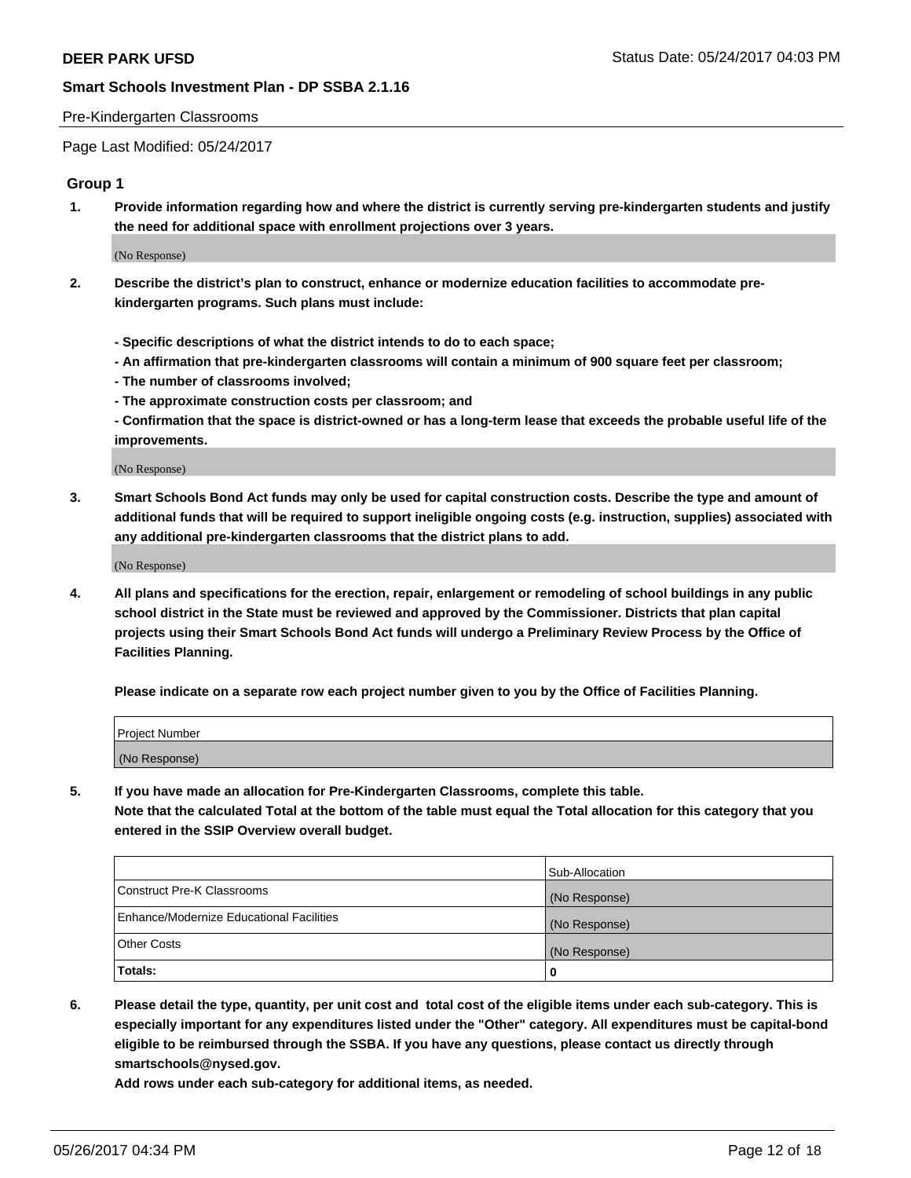Pre-Kindergarten Classrooms

Page Last Modified: 05/24/2017

## Group 1

**1. Provide information regarding how and where the district is currently serving pre-kindergarten students and justify the need for additional space with enrollment projections over 3 years.**

(No Response)

**2. Describe the district's plan to construct, enhance or modernize education facilities to accommodate pre-kindergarten programs. Such plans must include:**

**- Specific descriptions of what the district intends to do to each space;**
**- An affirmation that pre-kindergarten classrooms will contain a minimum of 900 square feet per classroom;**
**- The number of classrooms involved;**
**- The approximate construction costs per classroom; and**
**- Confirmation that the space is district-owned or has a long-term lease that exceeds the probable useful life of the improvements.**

(No Response)

**3. Smart Schools Bond Act funds may only be used for capital construction costs. Describe the type and amount of additional funds that will be required to support ineligible ongoing costs (e.g. instruction, supplies) associated with any additional pre-kindergarten classrooms that the district plans to add.**

(No Response)

**4. All plans and specifications for the erection, repair, enlargement or remodeling of school buildings in any public school district in the State must be reviewed and approved by the Commissioner. Districts that plan capital projects using their Smart Schools Bond Act funds will undergo a Preliminary Review Process by the Office of Facilities Planning.**

**Please indicate on a separate row each project number given to you by the Office of Facilities Planning.**

| Project Number |
| --- |
| (No Response) |

**5. If you have made an allocation for Pre-Kindergarten Classrooms, complete this table.**
**Note that the calculated Total at the bottom of the table must equal the Total allocation for this category that you entered in the SSIP Overview overall budget.**

| | Sub-Allocation |
| --- | --- |
| Construct Pre-K Classrooms | (No Response) |
| Enhance/Modernize Educational Facilities | (No Response) |
| Other Costs | (No Response) |
| **Totals:** | **0** |

**6. Please detail the type, quantity, per unit cost and total cost of the eligible items under each sub-category. This is especially important for any expenditures listed under the "Other" category. All expenditures must be capital-bond eligible to be reimbursed through the SSBA. If you have any questions, please contact us directly through smartschools@nysed.gov.**
**Add rows under each sub-category for additional items, as needed.**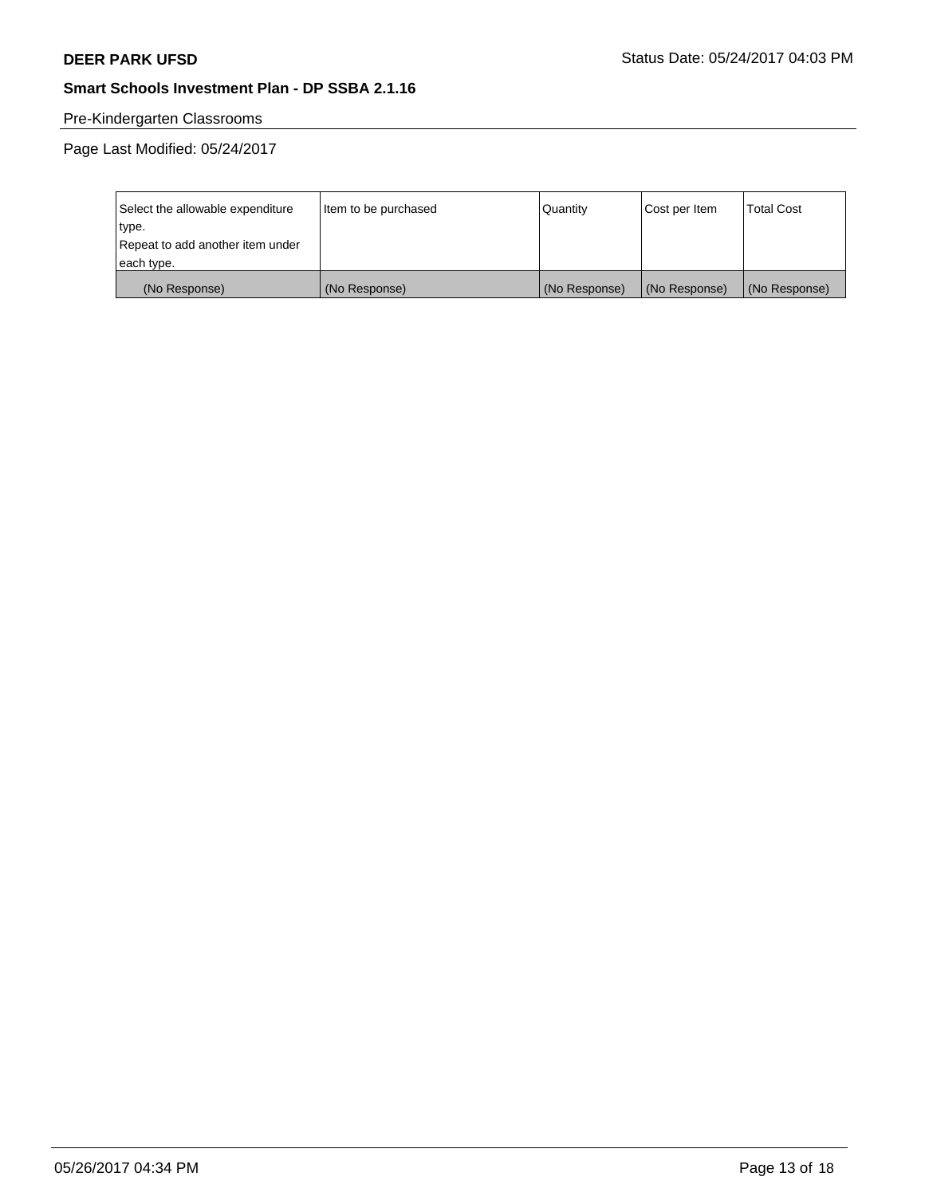Pre-Kindergarten Classrooms

Page Last Modified: 05/24/2017

| Select the allowable expenditure type. Repeat to add another item under each type. | Item to be purchased | Quantity | Cost per Item | Total Cost |
|---|---|---|---|---|
| (No Response) | (No Response) | (No Response) | (No Response) | (No Response) |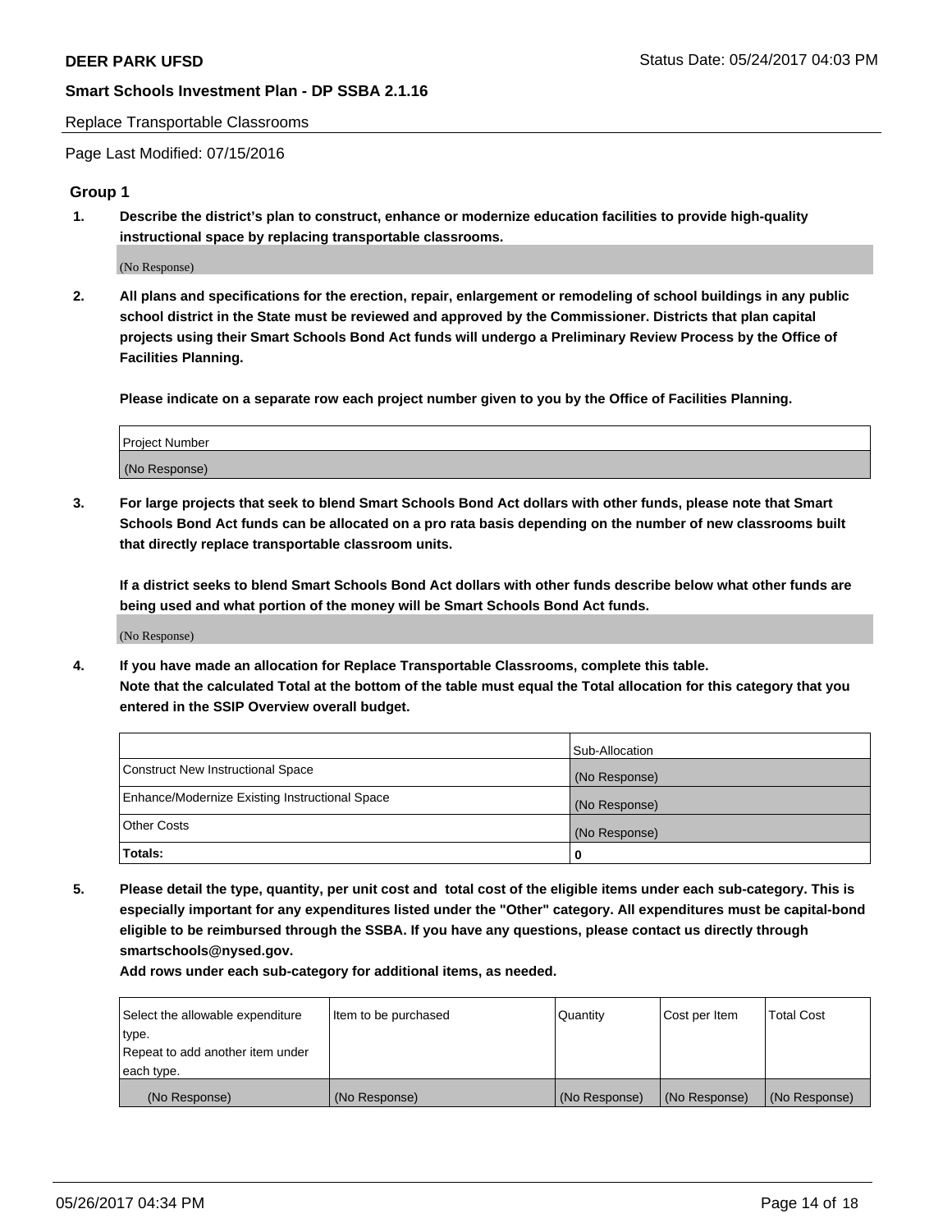Replace Transportable Classrooms

Page Last Modified: 07/15/2016

## Group 1

**1. Describe the district's plan to construct, enhance or modernize education facilities to provide high-quality instructional space by replacing transportable classrooms.**

(No Response)

**2. All plans and specifications for the erection, repair, enlargement or remodeling of school buildings in any public school district in the State must be reviewed and approved by the Commissioner. Districts that plan capital projects using their Smart Schools Bond Act funds will undergo a Preliminary Review Process by the Office of Facilities Planning.**

**Please indicate on a separate row each project number given to you by the Office of Facilities Planning.**

| Project Number |
|---|
| (No Response) |

**3. For large projects that seek to blend Smart Schools Bond Act dollars with other funds, please note that Smart Schools Bond Act funds can be allocated on a pro rata basis depending on the number of new classrooms built that directly replace transportable classroom units.**

**If a district seeks to blend Smart Schools Bond Act dollars with other funds describe below what other funds are being used and what portion of the money will be Smart Schools Bond Act funds.**

(No Response)

**4. If you have made an allocation for Replace Transportable Classrooms, complete this table. Note that the calculated Total at the bottom of the table must equal the Total allocation for this category that you entered in the SSIP Overview overall budget.**

| | Sub-Allocation |
|---|---|
| Construct New Instructional Space | (No Response) |
| Enhance/Modernize Existing Instructional Space | (No Response) |
| Other Costs | (No Response) |
| **Totals:** | **0** |

**5. Please detail the type, quantity, per unit cost and total cost of the eligible items under each sub-category. This is especially important for any expenditures listed under the "Other" category. All expenditures must be capital-bond eligible to be reimbursed through the SSBA. If you have any questions, please contact us directly through smartschools@nysed.gov.**

**Add rows under each sub-category for additional items, as needed.**

| Select the allowable expenditure type. Repeat to add another item under each type. | Item to be purchased | Quantity | Cost per Item | Total Cost |
|---|---|---|---|---|
| (No Response) | (No Response) | (No Response) | (No Response) | (No Response) |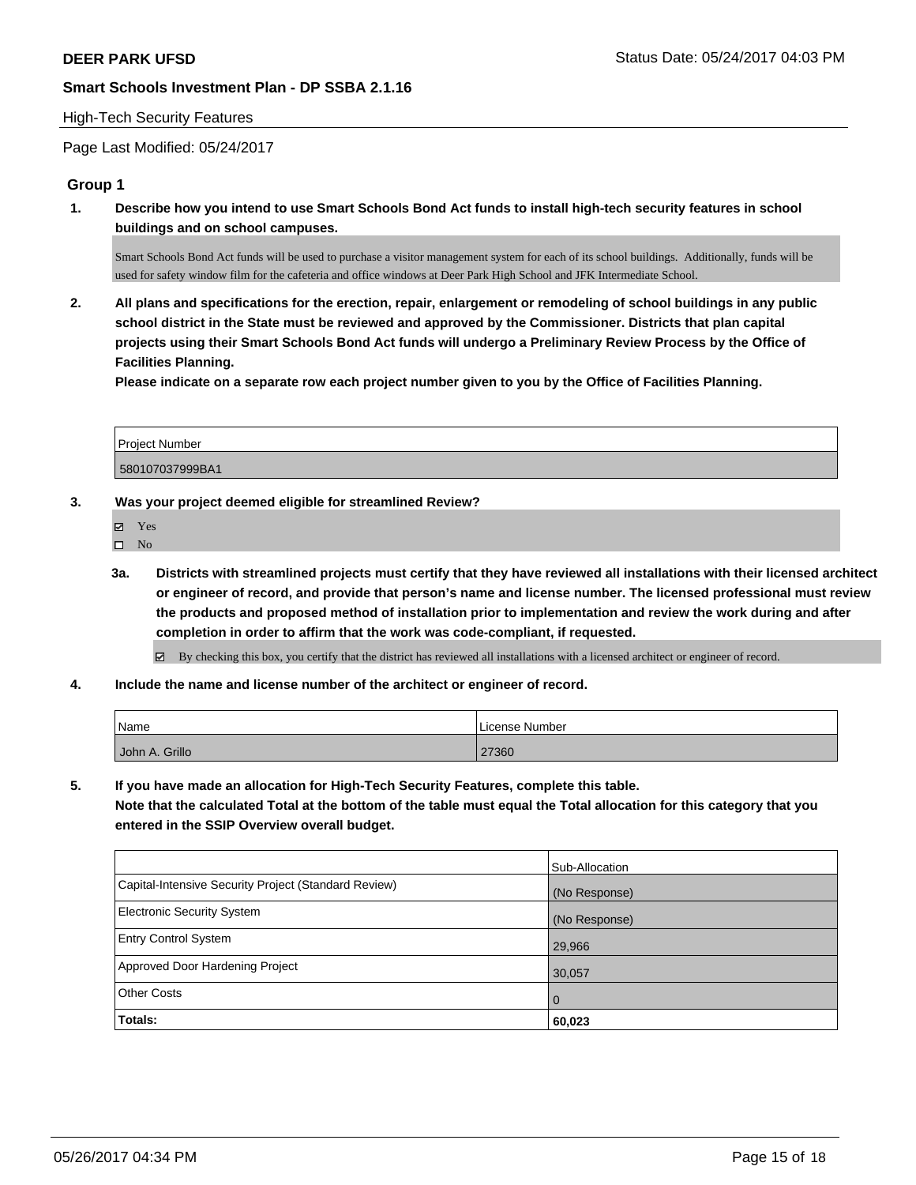## High-Tech Security Features

Page Last Modified: 05/24/2017

### Group 1

**1. Describe how you intend to use Smart Schools Bond Act funds to install high-tech security features in school buildings and on school campuses.**

Smart Schools Bond Act funds will be used to purchase a visitor management system for each of its school buildings. Additionally, funds will be used for safety window film for the cafeteria and office windows at Deer Park High School and JFK Intermediate School.

**2. All plans and specifications for the erection, repair, enlargement or remodeling of school buildings in any public school district in the State must be reviewed and approved by the Commissioner. Districts that plan capital projects using their Smart Schools Bond Act funds will undergo a Preliminary Review Process by the Office of Facilities Planning.**

**Please indicate on a separate row each project number given to you by the Office of Facilities Planning.**

| Project Number |
|---|
| 580107037999BA1 |

**3. Was your project deemed eligible for streamlined Review?**

☑ Yes
☐ No

**3a. Districts with streamlined projects must certify that they have reviewed all installations with their licensed architect or engineer of record, and provide that person's name and license number. The licensed professional must review the products and proposed method of installation prior to implementation and review the work during and after completion in order to affirm that the work was code-compliant, if requested.**

☑ By checking this box, you certify that the district has reviewed all installations with a licensed architect or engineer of record.

**4. Include the name and license number of the architect or engineer of record.**

| Name | License Number |
|---|---|
| John A. Grillo | 27360 |

**5. If you have made an allocation for High-Tech Security Features, complete this table.**
**Note that the calculated Total at the bottom of the table must equal the Total allocation for this category that you entered in the SSIP Overview overall budget.**

| | Sub-Allocation |
|---|---|
| Capital-Intensive Security Project (Standard Review) | (No Response) |
| Electronic Security System | (No Response) |
| Entry Control System | 29,966 |
| Approved Door Hardening Project | 30,057 |
| Other Costs | 0 |
| **Totals:** | **60,023** |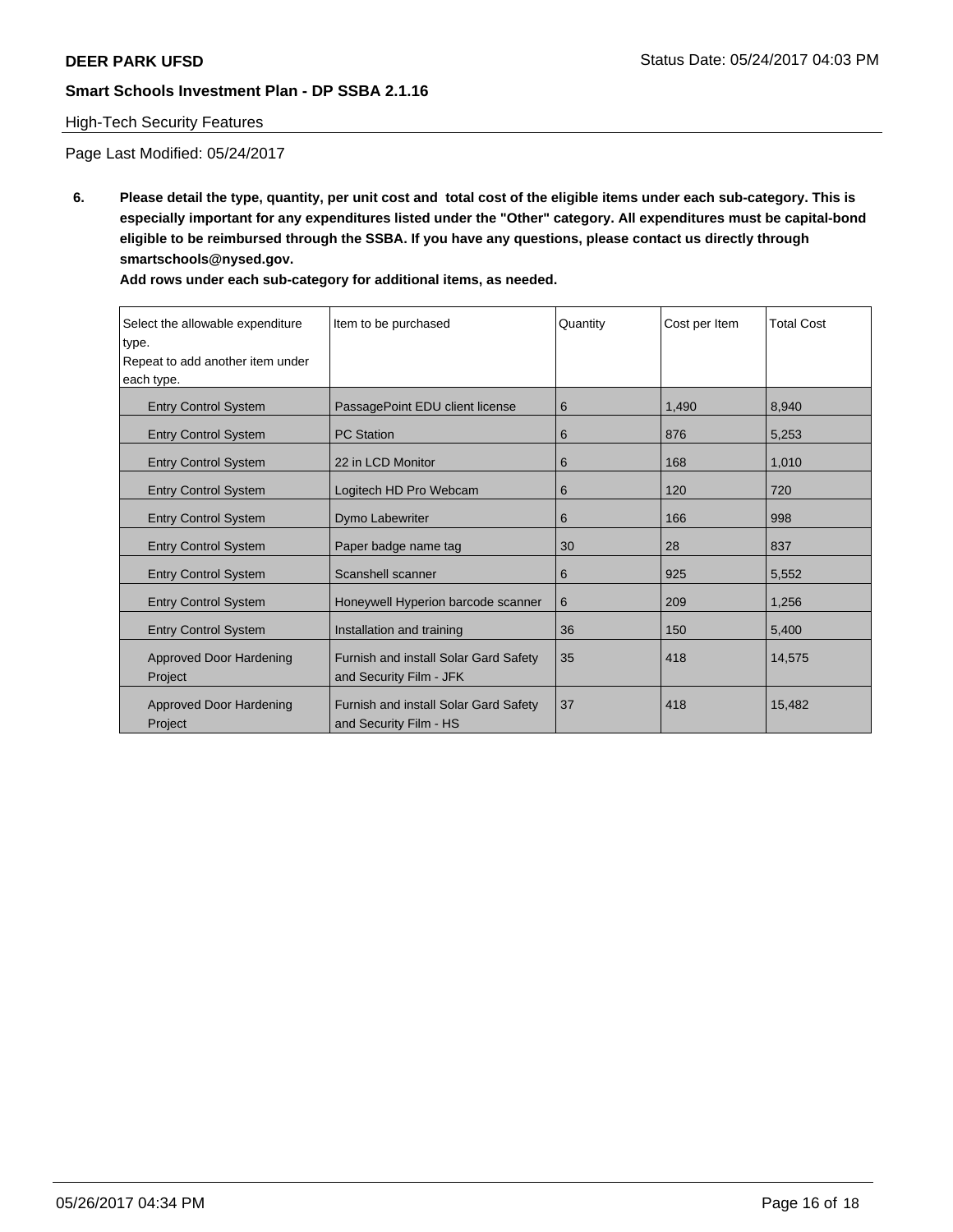High-Tech Security Features

Page Last Modified: 05/24/2017

**6. Please detail the type, quantity, per unit cost and total cost of the eligible items under each sub-category. This is especially important for any expenditures listed under the "Other" category. All expenditures must be capital-bond eligible to be reimbursed through the SSBA. If you have any questions, please contact us directly through smartschools@nysed.gov.**

**Add rows under each sub-category for additional items, as needed.**

| Select the allowable expenditure type. Repeat to add another item under each type. | Item to be purchased | Quantity | Cost per Item | Total Cost |
|---|---|---|---|---|
| Entry Control System | PassagePoint EDU client license | 6 | 1,490 | 8,940 |
| Entry Control System | PC Station | 6 | 876 | 5,253 |
| Entry Control System | 22 in LCD Monitor | 6 | 168 | 1,010 |
| Entry Control System | Logitech HD Pro Webcam | 6 | 120 | 720 |
| Entry Control System | Dymo Labewriter | 6 | 166 | 998 |
| Entry Control System | Paper badge name tag | 30 | 28 | 837 |
| Entry Control System | Scanshell scanner | 6 | 925 | 5,552 |
| Entry Control System | Honeywell Hyperion barcode scanner | 6 | 209 | 1,256 |
| Entry Control System | Installation and training | 36 | 150 | 5,400 |
| Approved Door Hardening Project | Furnish and install Solar Gard Safety and Security Film - JFK | 35 | 418 | 14,575 |
| Approved Door Hardening Project | Furnish and install Solar Gard Safety and Security Film - HS | 37 | 418 | 15,482 |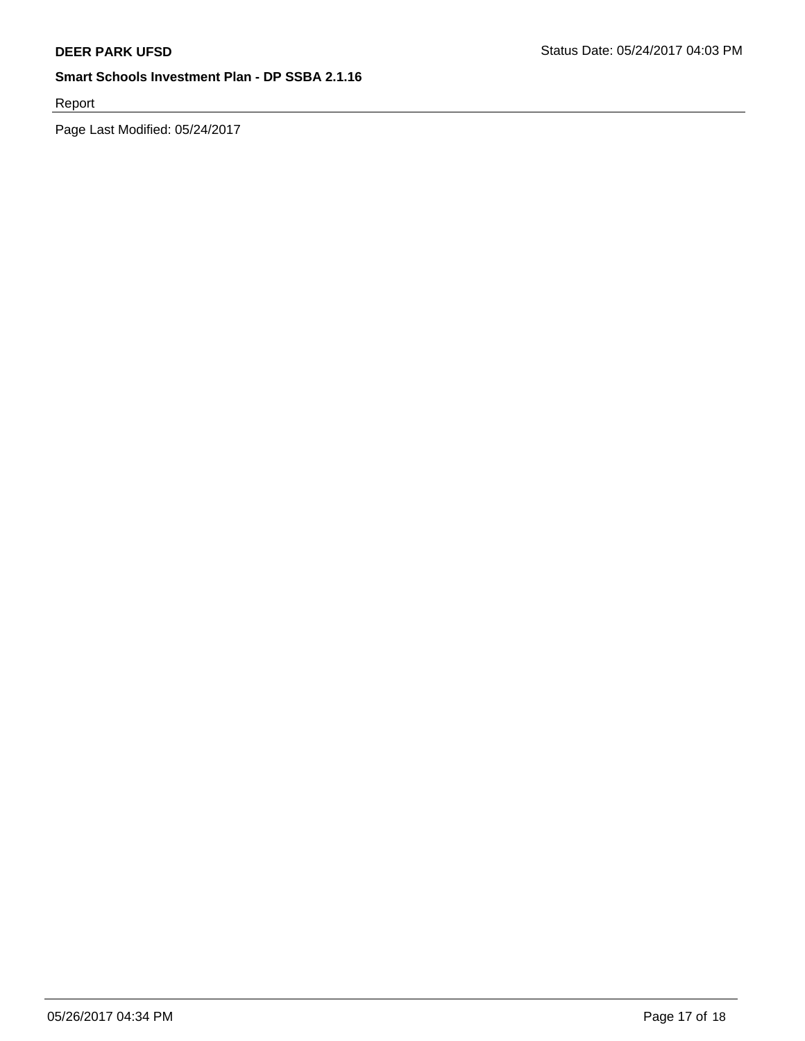**DEER PARK UFSD** Status Date: 05/24/2017 04:03 PM

**Smart Schools Investment Plan - DP SSBA 2.1.16**

Report

Page Last Modified: 05/24/2017